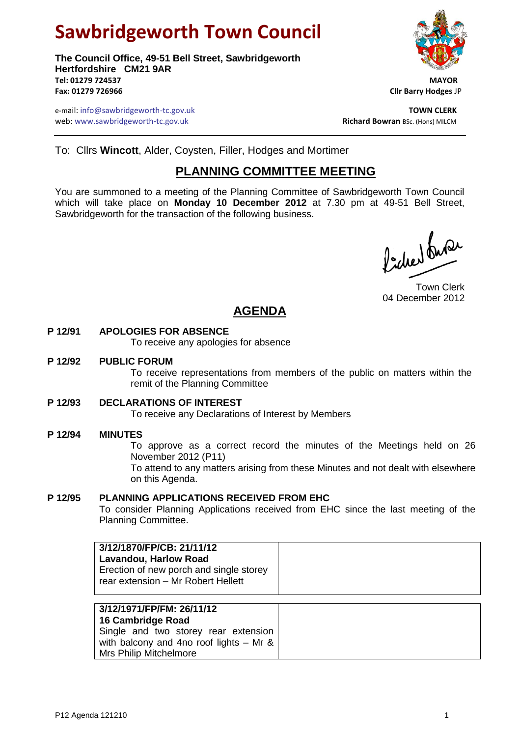# Sawbridgeworth Town Council

**The Council Office, 49-51 Bell Street, Sawbridgeworth**
**Hertfordshire CM21 9AR**
**Tel: 01279 724537**
**Fax: 01279 726966**

e-mail: info@sawbridgeworth-tc.gov.uk
web: www.sawbridgeworth-tc.gov.uk

**MAYOR**
**Cllr Barry Hodges** JP

**TOWN CLERK**
**Richard Bowran** BSc. (Hons) MILCM

To: Cllrs **Wincott**, Alder, Coysten, Filler, Hodges and Mortimer

## PLANNING COMMITTEE MEETING

You are summoned to a meeting of the Planning Committee of Sawbridgeworth Town Council which will take place on **Monday 10 December 2012** at 7.30 pm at 49-51 Bell Street, Sawbridgeworth for the transaction of the following business.

Town Clerk
04 December 2012

## AGENDA

**P 12/91 APOLOGIES FOR ABSENCE**
To receive any apologies for absence

**P 12/92 PUBLIC FORUM**
To receive representations from members of the public on matters within the remit of the Planning Committee

**P 12/93 DECLARATIONS OF INTEREST**
To receive any Declarations of Interest by Members

**P 12/94 MINUTES**
To approve as a correct record the minutes of the Meetings held on 26 November 2012 (P11)
To attend to any matters arising from these Minutes and not dealt with elsewhere on this Agenda.

**P 12/95 PLANNING APPLICATIONS RECEIVED FROM EHC**
To consider Planning Applications received from EHC since the last meeting of the Planning Committee.

| **3/12/1870/FP/CB: 21/11/12**<br>**Lavandou, Harlow Road**<br>Erection of new porch and single storey rear extension – Mr Robert Hellett | |
|---|---|

| **3/12/1971/FP/FM: 26/11/12**<br>**16 Cambridge Road**<br>Single and two storey rear extension with balcony and 4no roof lights – Mr & Mrs Philip Mitchelmore | |
|---|---|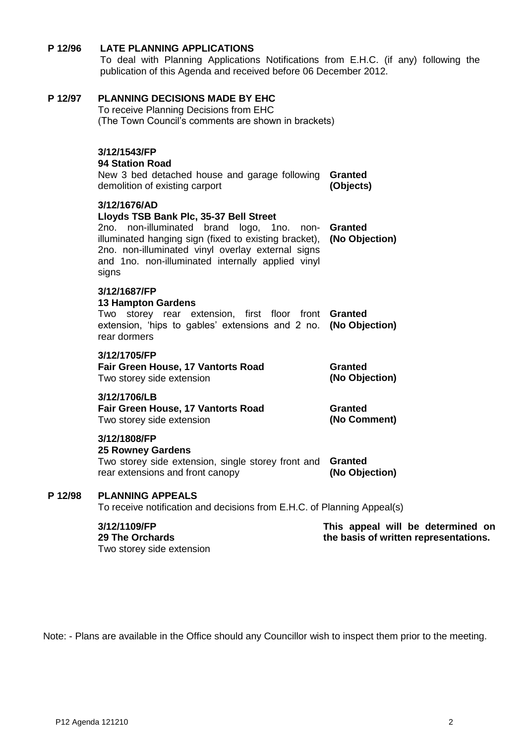**P 12/96 LATE PLANNING APPLICATIONS**

To deal with Planning Applications Notifications from E.H.C. (if any) following the publication of this Agenda and received before 06 December 2012.

**P 12/97 PLANNING DECISIONS MADE BY EHC**

To receive Planning Decisions from EHC
(The Town Council's comments are shown in brackets)

**3/12/1543/FP**
**94 Station Road**
New 3 bed detached house and garage following demolition of existing carport — **Granted (Objects)**

**3/12/1676/AD**
**Lloyds TSB Bank Plc, 35-37 Bell Street**
2no. non-illuminated brand logo, 1no. non-illuminated hanging sign (fixed to existing bracket), 2no. non-illuminated vinyl overlay external signs and 1no. non-illuminated internally applied vinyl signs — **Granted (No Objection)**

**3/12/1687/FP**
**13 Hampton Gardens**
Two storey rear extension, first floor front extension, 'hips to gables' extensions and 2 no. rear dormers — **Granted (No Objection)**

**3/12/1705/FP**
**Fair Green House, 17 Vantorts Road**
Two storey side extension — **Granted (No Objection)**

**3/12/1706/LB**
**Fair Green House, 17 Vantorts Road**
Two storey side extension — **Granted (No Comment)**

**3/12/1808/FP**
**25 Rowney Gardens**
Two storey side extension, single storey front and rear extensions and front canopy — **Granted (No Objection)**

**P 12/98 PLANNING APPEALS**

To receive notification and decisions from E.H.C. of Planning Appeal(s)

**3/12/1109/FP**
**29 The Orchards**
Two storey side extension — **This appeal will be determined on the basis of written representations.**

Note: - Plans are available in the Office should any Councillor wish to inspect them prior to the meeting.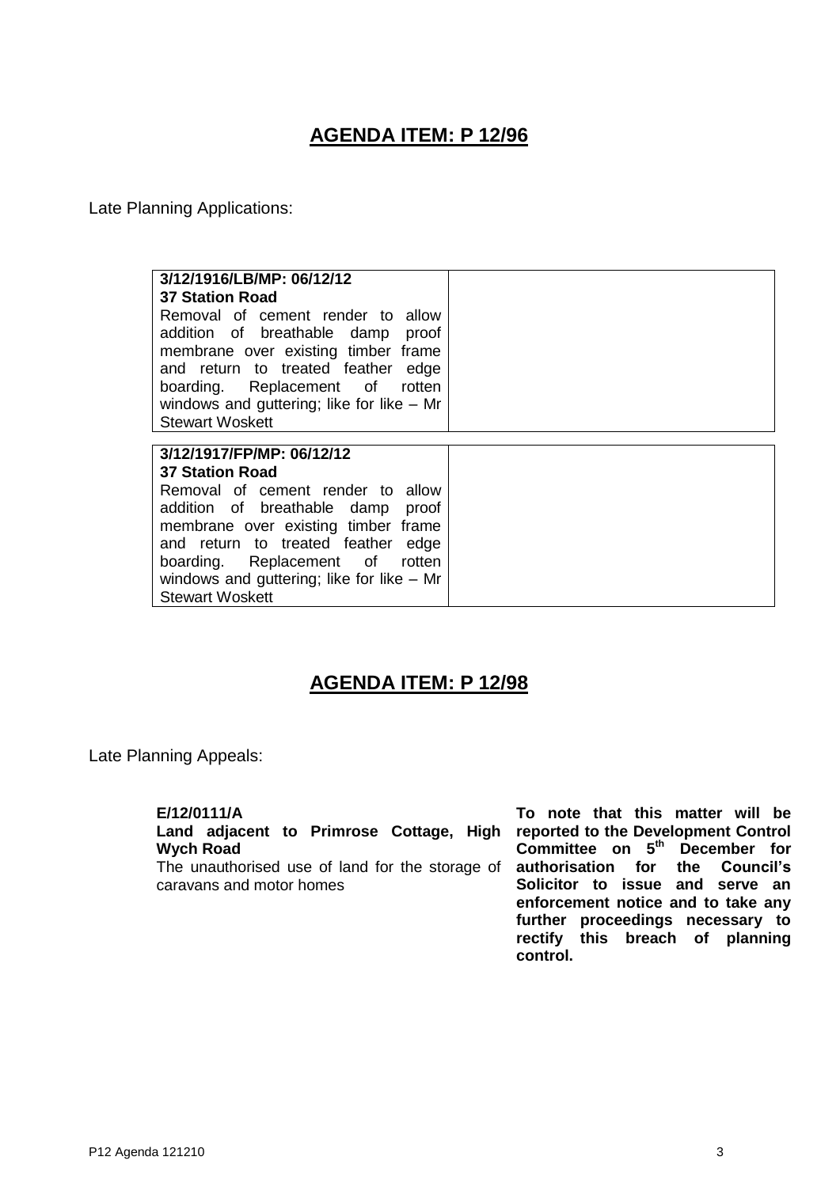## AGENDA ITEM: P 12/96

Late Planning Applications:

| | |
|---|---|
| **3/12/1916/LB/MP: 06/12/12**<br>**37 Station Road**<br>Removal of cement render to allow addition of breathable damp proof membrane over existing timber frame and return to treated feather edge boarding. Replacement of rotten windows and guttering; like for like – Mr Stewart Woskett | |
| **3/12/1917/FP/MP: 06/12/12**<br>**37 Station Road**<br>Removal of cement render to allow addition of breathable damp proof membrane over existing timber frame and return to treated feather edge boarding. Replacement of rotten windows and guttering; like for like – Mr Stewart Woskett | |

## AGENDA ITEM: P 12/98

Late Planning Appeals:

**E/12/0111/A**
**Land adjacent to Primrose Cottage, High Wych Road**
The unauthorised use of land for the storage of caravans and motor homes

**To note that this matter will be reported to the Development Control Committee on 5th December for authorisation for the Council's Solicitor to issue and serve an enforcement notice and to take any further proceedings necessary to rectify this breach of planning control.**